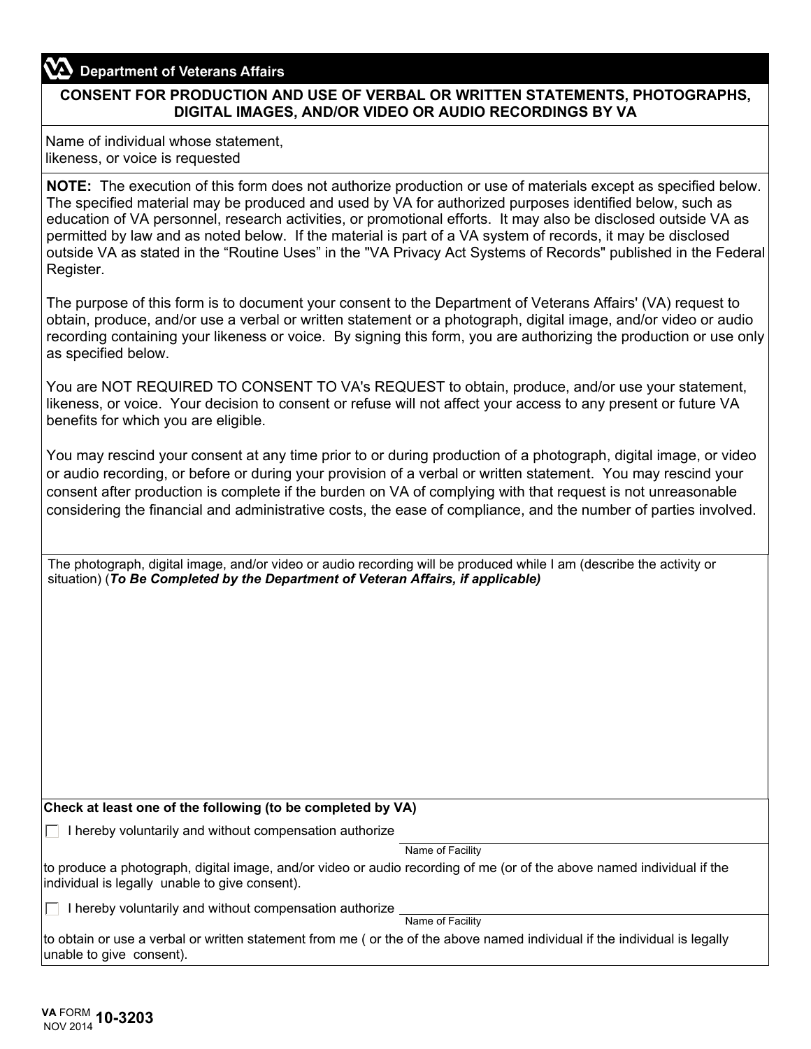**Department of Veterans Affairs**

# CONSENT FOR PRODUCTION AND USE OF VERBAL OR WRITTEN STATEMENTS, PHOTOGRAPHS, DIGITAL IMAGES, AND/OR VIDEO OR AUDIO RECORDINGS BY VA

Name of individual whose statement, likeness, or voice is requested

**NOTE:** The execution of this form does not authorize production or use of materials except as specified below. The specified material may be produced and used by VA for authorized purposes identified below, such as education of VA personnel, research activities, or promotional efforts. It may also be disclosed outside VA as permitted by law and as noted below. If the material is part of a VA system of records, it may be disclosed outside VA as stated in the “Routine Uses” in the "VA Privacy Act Systems of Records" published in the Federal Register.

The purpose of this form is to document your consent to the Department of Veterans Affairs' (VA) request to obtain, produce, and/or use a verbal or written statement or a photograph, digital image, and/or video or audio recording containing your likeness or voice. By signing this form, you are authorizing the production or use only as specified below.

You are NOT REQUIRED TO CONSENT TO VA's REQUEST to obtain, produce, and/or use your statement, likeness, or voice. Your decision to consent or refuse will not affect your access to any present or future VA benefits for which you are eligible.

You may rescind your consent at any time prior to or during production of a photograph, digital image, or video or audio recording, or before or during your provision of a verbal or written statement. You may rescind your consent after production is complete if the burden on VA of complying with that request is not unreasonable considering the financial and administrative costs, the ease of compliance, and the number of parties involved.

The photograph, digital image, and/or video or audio recording will be produced while I am (describe the activity or situation) (***To Be Completed by the Department of Veteran Affairs, if applicable)***

**Check at least one of the following (to be completed by VA)**

☐ I hereby voluntarily and without compensation authorize ______________________
Name of Facility

to produce a photograph, digital image, and/or video or audio recording of me (or of the above named individual if the individual is legally unable to give consent).

☐ I hereby voluntarily and without compensation authorize ______________________
Name of Facility

to obtain or use a verbal or written statement from me ( or the of the above named individual if the individual is legally unable to give consent).

VA FORM 10-3203
NOV 2014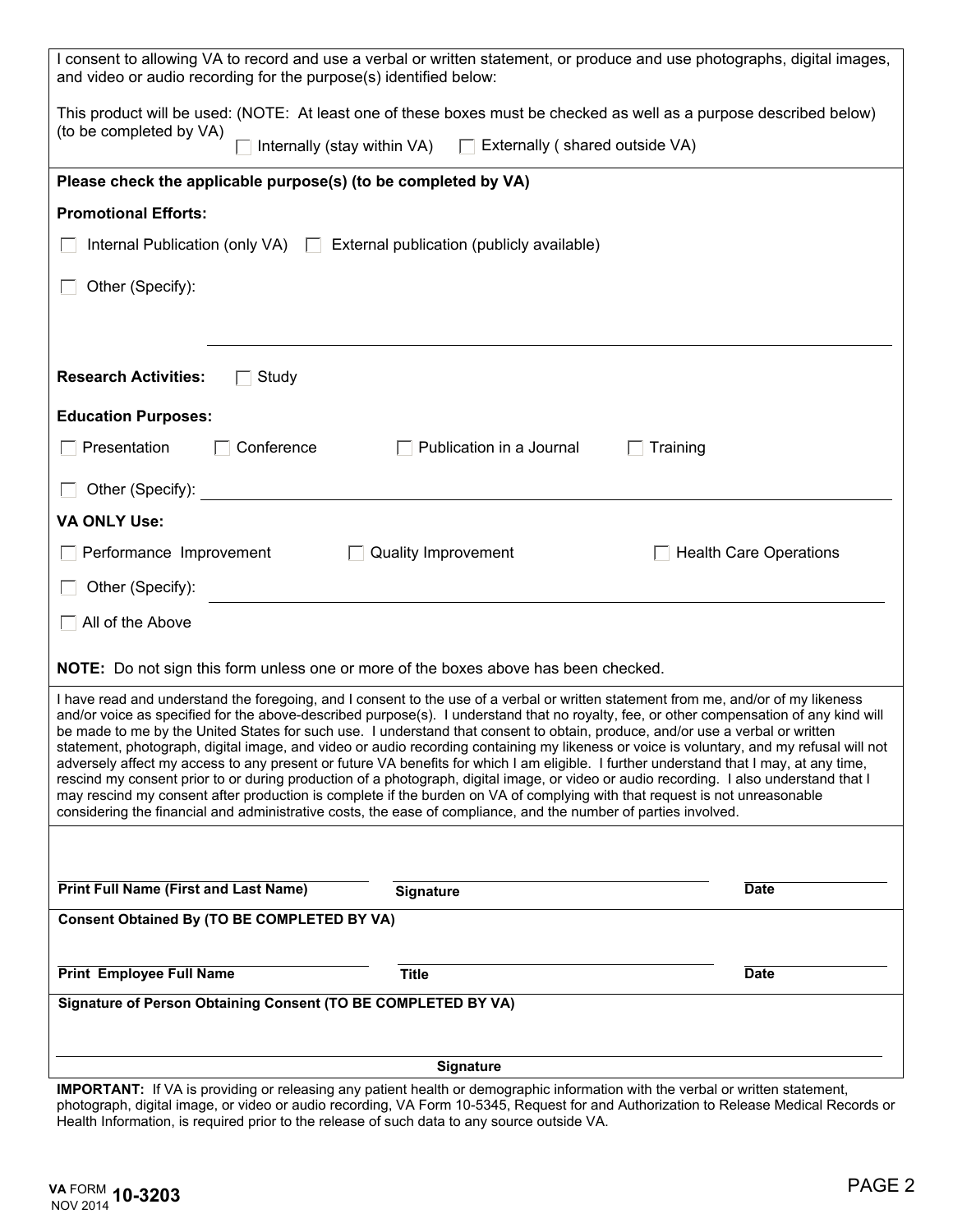I consent to allowing VA to record and use a verbal or written statement, or produce and use photographs, digital images, and video or audio recording for the purpose(s) identified below:

This product will be used: (NOTE: At least one of these boxes must be checked as well as a purpose described below) (to be completed by VA)

☐ Internally (stay within VA) ☐ Externally ( shared outside VA)

**Please check the applicable purpose(s) (to be completed by VA)**

**Promotional Efforts:**

☐ Internal Publication (only VA) ☐ External publication (publicly available)

☐ Other (Specify): ____________________

**Research Activities:** ☐ Study

**Education Purposes:**

☐ Presentation ☐ Conference ☐ Publication in a Journal ☐ Training

☐ Other (Specify): ____________________

**VA ONLY Use:**

☐ Performance Improvement ☐ Quality Improvement ☐ Health Care Operations

☐ Other (Specify): ____________________

☐ All of the Above

**NOTE:** Do not sign this form unless one or more of the boxes above has been checked.

I have read and understand the foregoing, and I consent to the use of a verbal or written statement from me, and/or of my likeness and/or voice as specified for the above-described purpose(s). I understand that no royalty, fee, or other compensation of any kind will be made to me by the United States for such use. I understand that consent to obtain, produce, and/or use a verbal or written statement, photograph, digital image, and video or audio recording containing my likeness or voice is voluntary, and my refusal will not adversely affect my access to any present or future VA benefits for which I am eligible. I further understand that I may, at any time, rescind my consent prior to or during production of a photograph, digital image, or video or audio recording. I also understand that I may rescind my consent after production is complete if the burden on VA of complying with that request is not unreasonable considering the financial and administrative costs, the ease of compliance, and the number of parties involved.

| **Print Full Name (First and Last Name)** | **Signature** | **Date** |
|---|---|---|
| | | |

**Consent Obtained By (TO BE COMPLETED BY VA)**

| **Print Employee Full Name** | **Title** | **Date** |
|---|---|---|
| | | |

**Signature of Person Obtaining Consent (TO BE COMPLETED BY VA)**

____________________

**Signature**

**IMPORTANT:** If VA is providing or releasing any patient health or demographic information with the verbal or written statement, photograph, digital image, or video or audio recording, VA Form 10-5345, Request for and Authorization to Release Medical Records or Health Information, is required prior to the release of such data to any source outside VA.

**VA FORM 10-3203**
NOV 2014